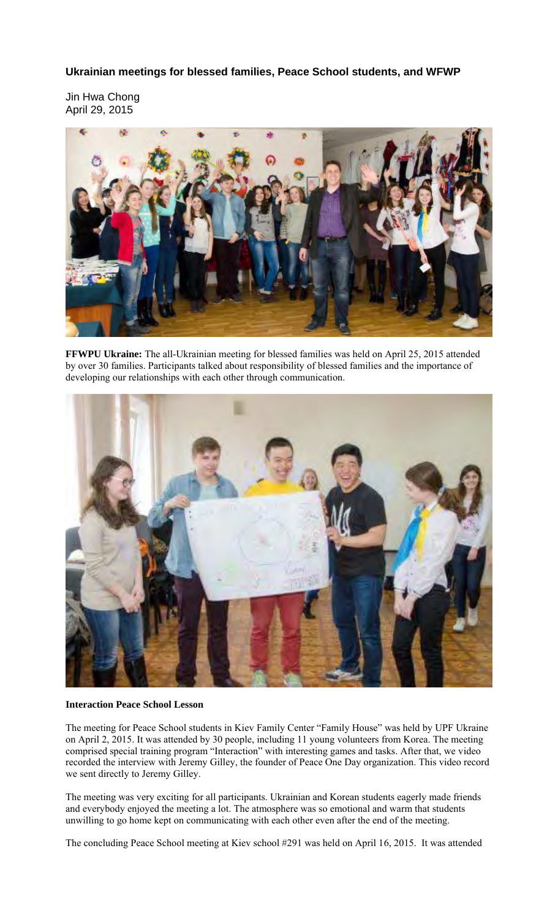**Ukrainian meetings for blessed families, Peace School students, and WFWP**

Jin Hwa Chong
April 29, 2015

**FFWPU Ukraine:** The all-Ukrainian meeting for blessed families was held on April 25, 2015 attended by over 30 families. Participants talked about responsibility of blessed families and the importance of developing our relationships with each other through communication.

**Interaction Peace School Lesson**

The meeting for Peace School students in Kiev Family Center "Family House" was held by UPF Ukraine on April 2, 2015. It was attended by 30 people, including 11 young volunteers from Korea. The meeting comprised special training program "Interaction" with interesting games and tasks. After that, we video recorded the interview with Jeremy Gilley, the founder of Peace One Day organization. This video record we sent directly to Jeremy Gilley.

The meeting was very exciting for all participants. Ukrainian and Korean students eagerly made friends and everybody enjoyed the meeting a lot. The atmosphere was so emotional and warm that students unwilling to go home kept on communicating with each other even after the end of the meeting.

The concluding Peace School meeting at Kiev school #291 was held on April 16, 2015. It was attended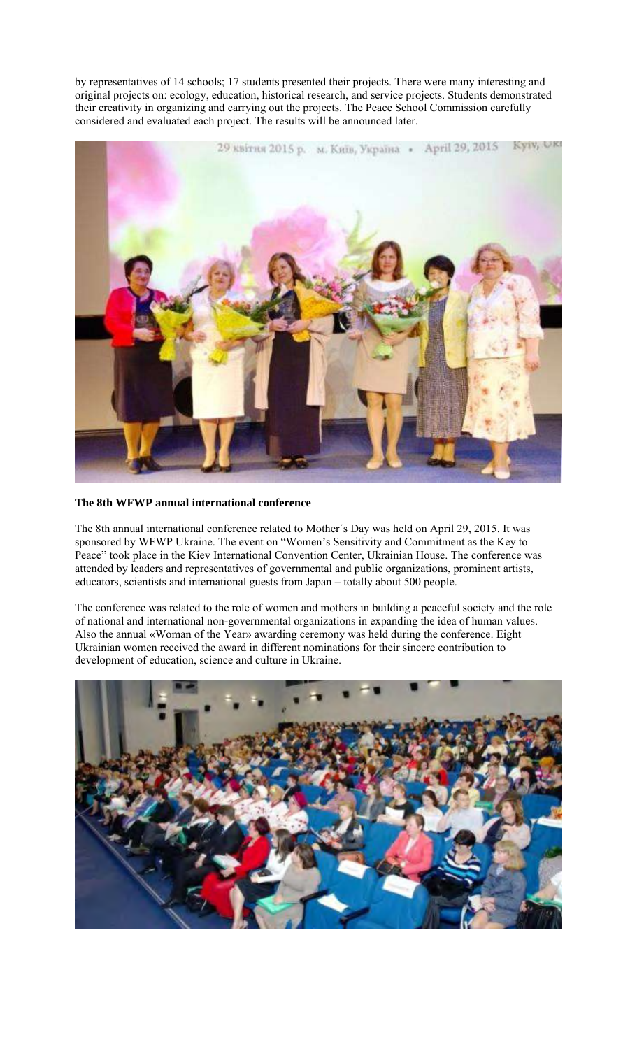by representatives of 14 schools; 17 students presented their projects. There were many interesting and original projects on: ecology, education, historical research, and service projects. Students demonstrated their creativity in organizing and carrying out the projects. The Peace School Commission carefully considered and evaluated each project. The results will be announced later.

**The 8th WFWP annual international conference**

The 8th annual international conference related to Mother´s Day was held on April 29, 2015. It was sponsored by WFWP Ukraine. The event on "Women's Sensitivity and Commitment as the Key to Peace" took place in the Kiev International Convention Center, Ukrainian House. The conference was attended by leaders and representatives of governmental and public organizations, prominent artists, educators, scientists and international guests from Japan – totally about 500 people.

The conference was related to the role of women and mothers in building a peaceful society and the role of national and international non-governmental organizations in expanding the idea of human values. Also the annual «Woman of the Year» awarding ceremony was held during the conference. Eight Ukrainian women received the award in different nominations for their sincere contribution to development of education, science and culture in Ukraine.